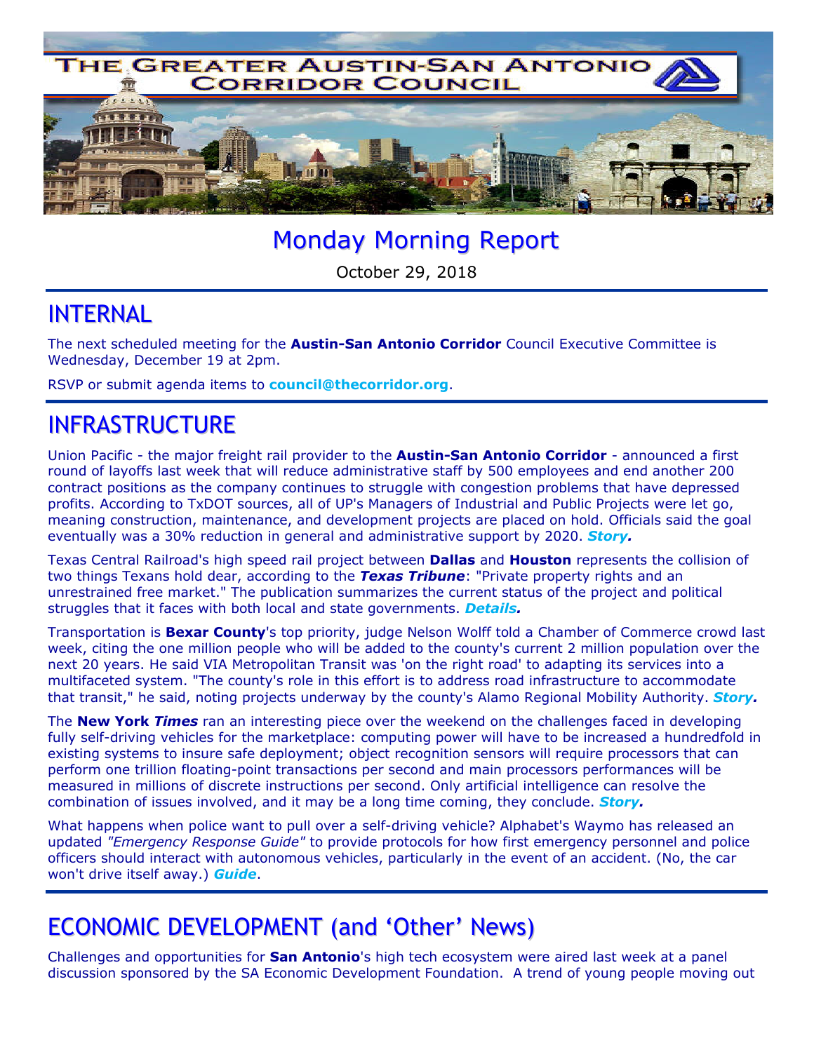# THE GREATER AUSTIN-SAN ANTONIO CORRIDOR COUNCIL

# Monday Morning Report

October 29, 2018

## INTERNAL

The next scheduled meeting for the **Austin-San Antonio Corridor** Council Executive Committee is Wednesday, December 19 at 2pm.

RSVP or submit agenda items to **council@thecorridor.org**.

## INFRASTRUCTURE

Union Pacific - the major freight rail provider to the **Austin-San Antonio Corridor** - announced a first round of layoffs last week that will reduce administrative staff by 500 employees and end another 200 contract positions as the company continues to struggle with congestion problems that have depressed profits. According to TxDOT sources, all of UP's Managers of Industrial and Public Projects were let go, meaning construction, maintenance, and development projects are placed on hold. Officials said the goal eventually was a 30% reduction in general and administrative support by 2020. ***Story.***

Texas Central Railroad's high speed rail project between **Dallas** and **Houston** represents the collision of two things Texans hold dear, according to the ***Texas Tribune***: "Private property rights and an unrestrained free market." The publication summarizes the current status of the project and political struggles that it faces with both local and state governments. ***Details.***

Transportation is **Bexar County**'s top priority, judge Nelson Wolff told a Chamber of Commerce crowd last week, citing the one million people who will be added to the county's current 2 million population over the next 20 years. He said VIA Metropolitan Transit was 'on the right road' to adapting its services into a multifaceted system. "The county's role in this effort is to address road infrastructure to accommodate that transit," he said, noting projects underway by the county's Alamo Regional Mobility Authority. ***Story.***

The **New York *Times*** ran an interesting piece over the weekend on the challenges faced in developing fully self-driving vehicles for the marketplace: computing power will have to be increased a hundredfold in existing systems to insure safe deployment; object recognition sensors will require processors that can perform one trillion floating-point transactions per second and main processors performances will be measured in millions of discrete instructions per second. Only artificial intelligence can resolve the combination of issues involved, and it may be a long time coming, they conclude. ***Story.***

What happens when police want to pull over a self-driving vehicle? Alphabet's Waymo has released an updated *"Emergency Response Guide"* to provide protocols for how first emergency personnel and police officers should interact with autonomous vehicles, particularly in the event of an accident. (No, the car won't drive itself away.) ***Guide***.

## ECONOMIC DEVELOPMENT (and 'Other' News)

Challenges and opportunities for **San Antonio**'s high tech ecosystem were aired last week at a panel discussion sponsored by the SA Economic Development Foundation. A trend of young people moving out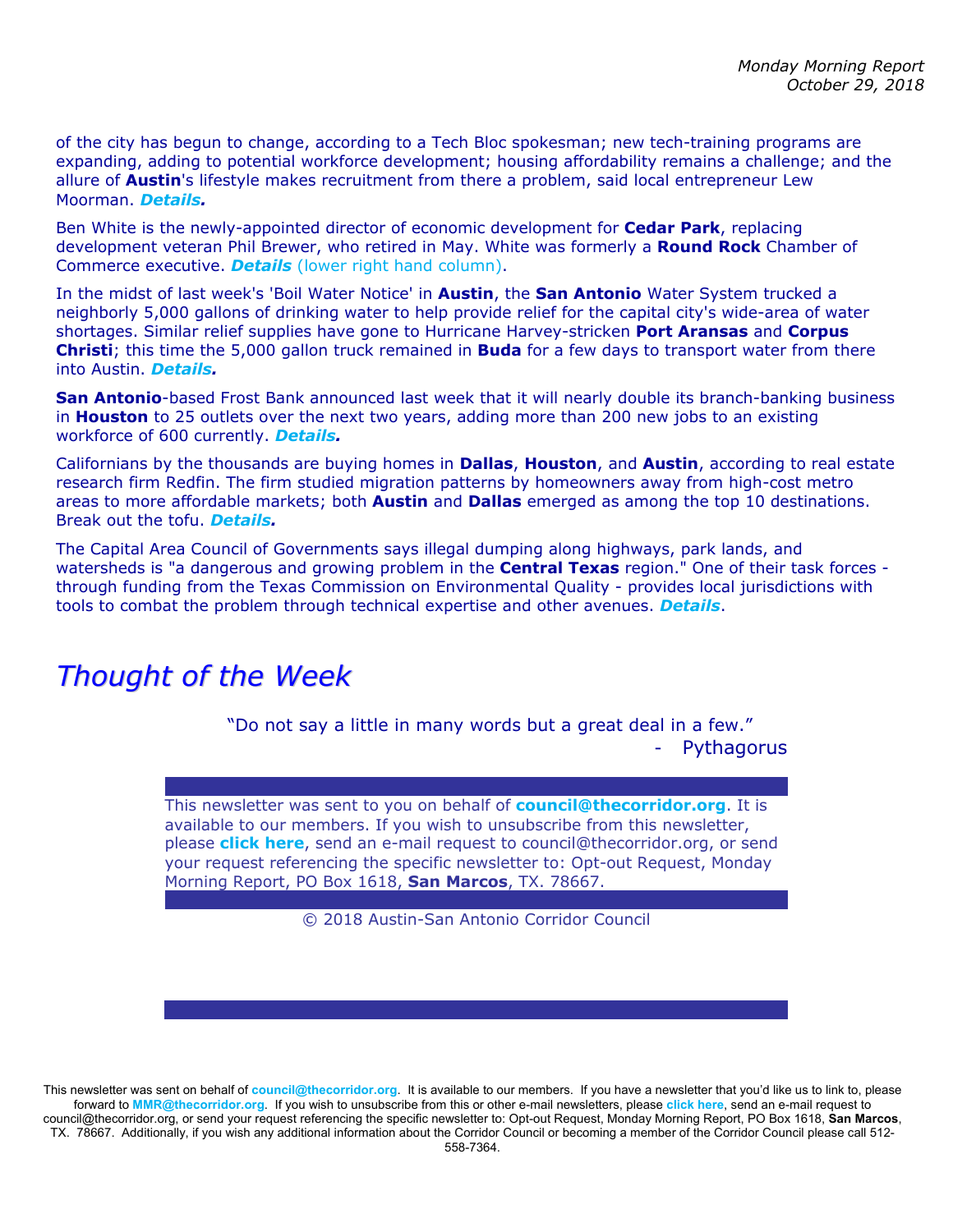of the city has begun to change, according to a Tech Bloc spokesman; new tech-training programs are expanding, adding to potential workforce development; housing affordability remains a challenge; and the allure of **Austin**'s lifestyle makes recruitment from there a problem, said local entrepreneur Lew Moorman. ***Details.***

Ben White is the newly-appointed director of economic development for **Cedar Park**, replacing development veteran Phil Brewer, who retired in May. White was formerly a **Round Rock** Chamber of Commerce executive. ***Details*** (lower right hand column).

In the midst of last week's 'Boil Water Notice' in **Austin**, the **San Antonio** Water System trucked a neighborly 5,000 gallons of drinking water to help provide relief for the capital city's wide-area of water shortages. Similar relief supplies have gone to Hurricane Harvey-stricken **Port Aransas** and **Corpus Christi**; this time the 5,000 gallon truck remained in **Buda** for a few days to transport water from there into Austin. ***Details.***

**San Antonio**-based Frost Bank announced last week that it will nearly double its branch-banking business in **Houston** to 25 outlets over the next two years, adding more than 200 new jobs to an existing workforce of 600 currently. ***Details.***

Californians by the thousands are buying homes in **Dallas**, **Houston**, and **Austin**, according to real estate research firm Redfin. The firm studied migration patterns by homeowners away from high-cost metro areas to more affordable markets; both **Austin** and **Dallas** emerged as among the top 10 destinations. Break out the tofu. ***Details.***

The Capital Area Council of Governments says illegal dumping along highways, park lands, and watersheds is "a dangerous and growing problem in the **Central Texas** region." One of their task forces - through funding from the Texas Commission on Environmental Quality - provides local jurisdictions with tools to combat the problem through technical expertise and other avenues. ***Details***.

## *Thought of the Week*

"Do not say a little in many words but a great deal in a few."

\- Pythagorus

This newsletter was sent to you on behalf of **council@thecorridor.org**. It is available to our members. If you wish to unsubscribe from this newsletter, please **click here**, send an e-mail request to council@thecorridor.org, or send your request referencing the specific newsletter to: Opt-out Request, Monday Morning Report, PO Box 1618, **San Marcos**, TX. 78667.

© 2018 Austin-San Antonio Corridor Council

This newsletter was sent on behalf of **council@thecorridor.org**. It is available to our members. If you have a newsletter that you'd like us to link to, please forward to **MMR@thecorridor.org**. If you wish to unsubscribe from this or other e-mail newsletters, please **click here**, send an e-mail request to council@thecorridor.org, or send your request referencing the specific newsletter to: Opt-out Request, Monday Morning Report, PO Box 1618, **San Marcos**, TX. 78667. Additionally, if you wish any additional information about the Corridor Council or becoming a member of the Corridor Council please call 512-558-7364.